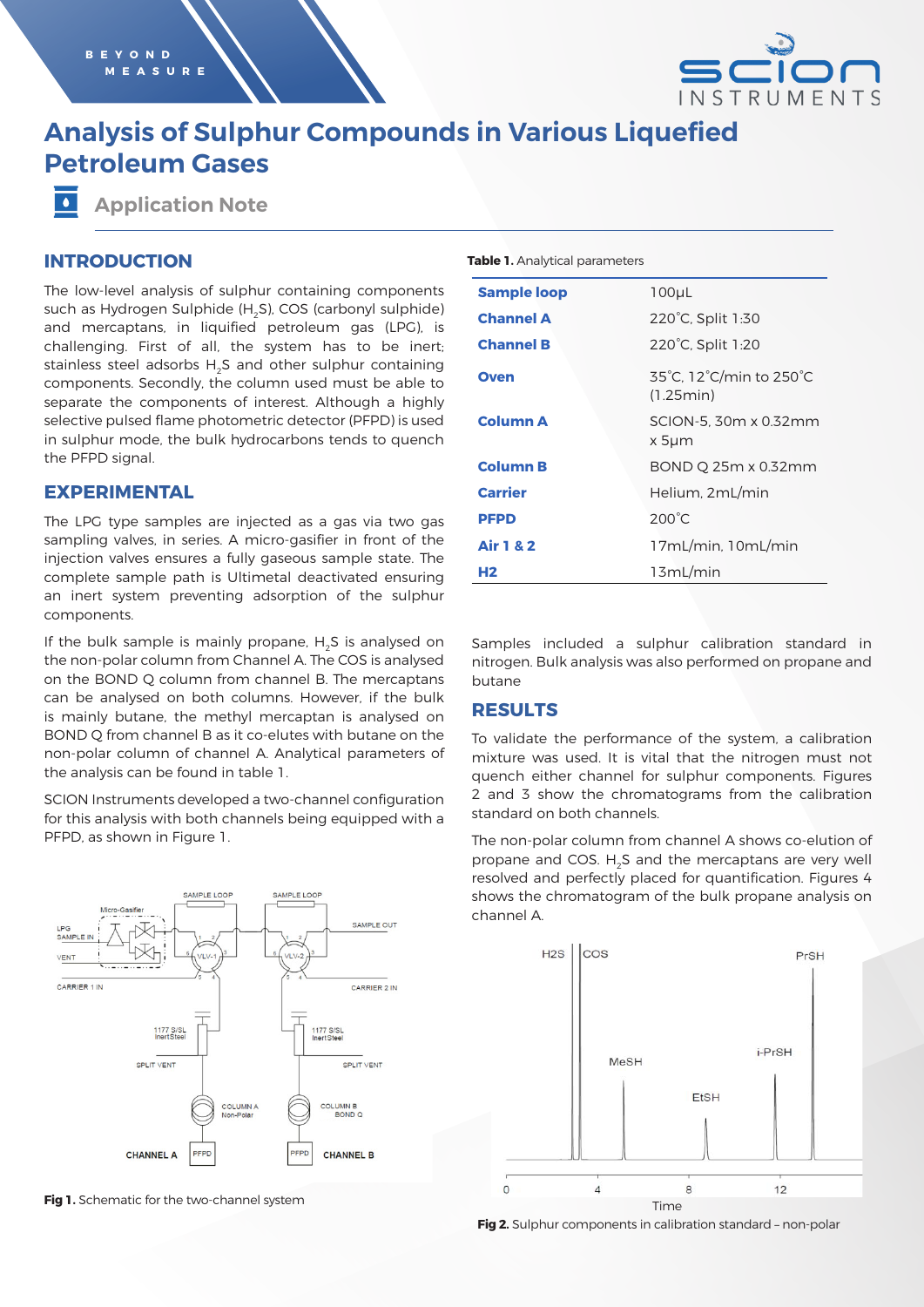# Analysis of Sulphur Compounds in Various Liquefied Petroleum Gases

Application Note

## INTRODUCTION

The low-level analysis of sulphur containing components such as Hydrogen Sulphide ($H_2S$), COS (carbonyl sulphide) and mercaptans, in liquified petroleum gas (LPG), is challenging. First of all, the system has to be inert; stainless steel adsorbs $H_2S$ and other sulphur containing components. Secondly, the column used must be able to separate the components of interest. Although a highly selective pulsed flame photometric detector (PFPD) is used in sulphur mode, the bulk hydrocarbons tends to quench the PFPD signal.

## EXPERIMENTAL

The LPG type samples are injected as a gas via two gas sampling valves, in series. A micro-gasifier in front of the injection valves ensures a fully gaseous sample state. The complete sample path is Ultimetal deactivated ensuring an inert system preventing adsorption of the sulphur components.

If the bulk sample is mainly propane, $H_2S$ is analysed on the non-polar column from Channel A. The COS is analysed on the BOND Q column from channel B. The mercaptans can be analysed on both columns. However, if the bulk is mainly butane, the methyl mercaptan is analysed on BOND Q from channel B as it co-elutes with butane on the non-polar column of channel A. Analytical parameters of the analysis can be found in table 1.

SCION Instruments developed a two-channel configuration for this analysis with both channels being equipped with a PFPD, as shown in Figure 1.

Micro-Gasifier
LPG SAMPLE IN
VENT
SAMPLE LOOP
SAMPLE LOOP
SAMPLE OUT
VLV-1
VLV-2
CARRIER 1 IN
CARRIER 2 IN
1177 S/SL InertSteel
1177 S/SL InertSteel
SPLIT VENT
SPLIT VENT
COLUMN A Non-Polar
COLUMN B BOND Q
CHANNEL A
PFPD
PFPD
CHANNEL B

**Fig 1.** Schematic for the two-channel system

**Table 1.** Analytical parameters

| | |
|---|---|
| **Sample loop** | 100µL |
| **Channel A** | 220˚C, Split 1:30 |
| **Channel B** | 220˚C, Split 1:20 |
| **Oven** | 35˚C, 12˚C/min to 250˚C (1.25min) |
| **Column A** | SCION-5, 30m x 0.32mm x 5µm |
| **Column B** | BOND Q 25m x 0.32mm |
| **Carrier** | Helium, 2mL/min |
| **PFPD** | 200˚C |
| **Air 1 & 2** | 17mL/min, 10mL/min |
| **H2** | 13mL/min |

Samples included a sulphur calibration standard in nitrogen. Bulk analysis was also performed on propane and butane

## RESULTS

To validate the performance of the system, a calibration mixture was used. It is vital that the nitrogen must not quench either channel for sulphur components. Figures 2 and 3 show the chromatograms from the calibration standard on both channels.

The non-polar column from channel A shows co-elution of propane and COS. $H_2S$ and the mercaptans are very well resolved and perfectly placed for quantification. Figures 4 shows the chromatogram of the bulk propane analysis on channel A.

H2S
COS
MeSH
EtSH
i-PrSH
PrSH
0
4
8
12
Time

**Fig 2.** Sulphur components in calibration standard – non-polar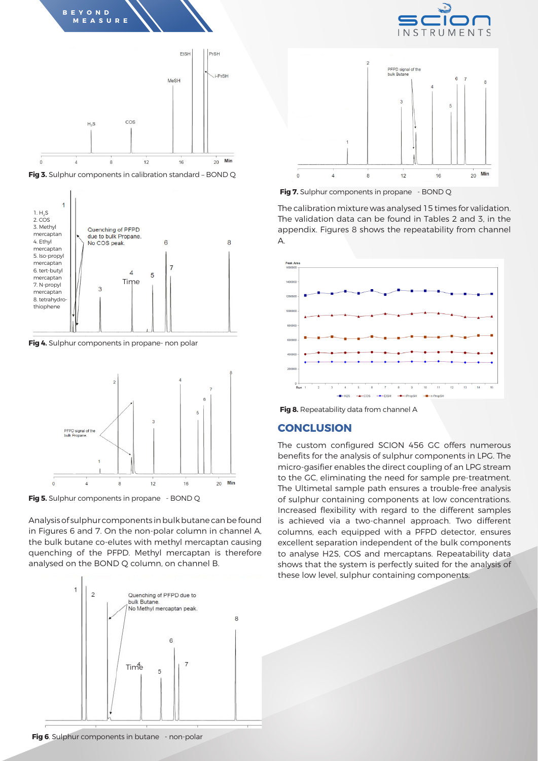H$_2$S
COS
MeSH
EtSH
PrSH
i-PrSH
0 4 8 12 16 20 Min

**Fig 3.** Sulphur components in calibration standard – BOND Q

1. H$_2$S
2. COS
3. Methyl mercaptan
4. Ethyl mercaptan
5. Iso-propyl mercaptan
6. tert-butyl mercaptan
7. N-propyl mercaptan
8. tetrahydro-thiophene

Quenching of PFPD due to bulk Propane. No COS peak.
1 3 4 Time 5 6 7 8

**Fig 4.** Sulphur components in propane- non polar

PFPD signal of the bulk Propane.
1 2 3 4 5 6 7 8
0 4 8 12 16 20 Min

**Fig 5.** Sulphur components in propane - BOND Q

Analysis of sulphur components in bulk butane can be found in Figures 6 and 7. On the non-polar column in channel A, the bulk butane co-elutes with methyl mercaptan causing quenching of the PFPD. Methyl mercaptan is therefore analysed on the BOND Q column, on channel B.

Quenching of PFPD due to bulk Butane. No Methyl mercaptan peak.
1 2 Time 4 5 6 7 8

**Fig 6.** Sulphur components in butane - non-polar

PFPD signal of the bulk Butane
1 2 3 4 5 6 7 8
0 4 8 12 16 20 Min

**Fig 7.** Sulphur components in propane - BOND Q

The calibration mixture was analysed 15 times for validation. The validation data can be found in Tables 2 and 3, in the appendix. Figures 8 shows the repeatability from channel A.

Peak Area
1600000 1400000 1200000 1000000 800000 600000 400000 200000 0
Run 1 2 3 4 5 6 7 8 9 10 11 12 13 14 15
H2S COS EtSH i-PropSH n-PropSH

**Fig 8.** Repeatability data from channel A

## CONCLUSION

The custom configured SCION 456 GC offers numerous benefits for the analysis of sulphur components in LPG. The micro-gasifier enables the direct coupling of an LPG stream to the GC, eliminating the need for sample pre-treatment. The Ultimetal sample path ensures a trouble-free analysis of sulphur containing components at low concentrations. Increased flexibility with regard to the different samples is achieved via a two-channel approach. Two different columns, each equipped with a PFPD detector, ensures excellent separation independent of the bulk components to analyse H2S, COS and mercaptans. Repeatability data shows that the system is perfectly suited for the analysis of these low level, sulphur containing components.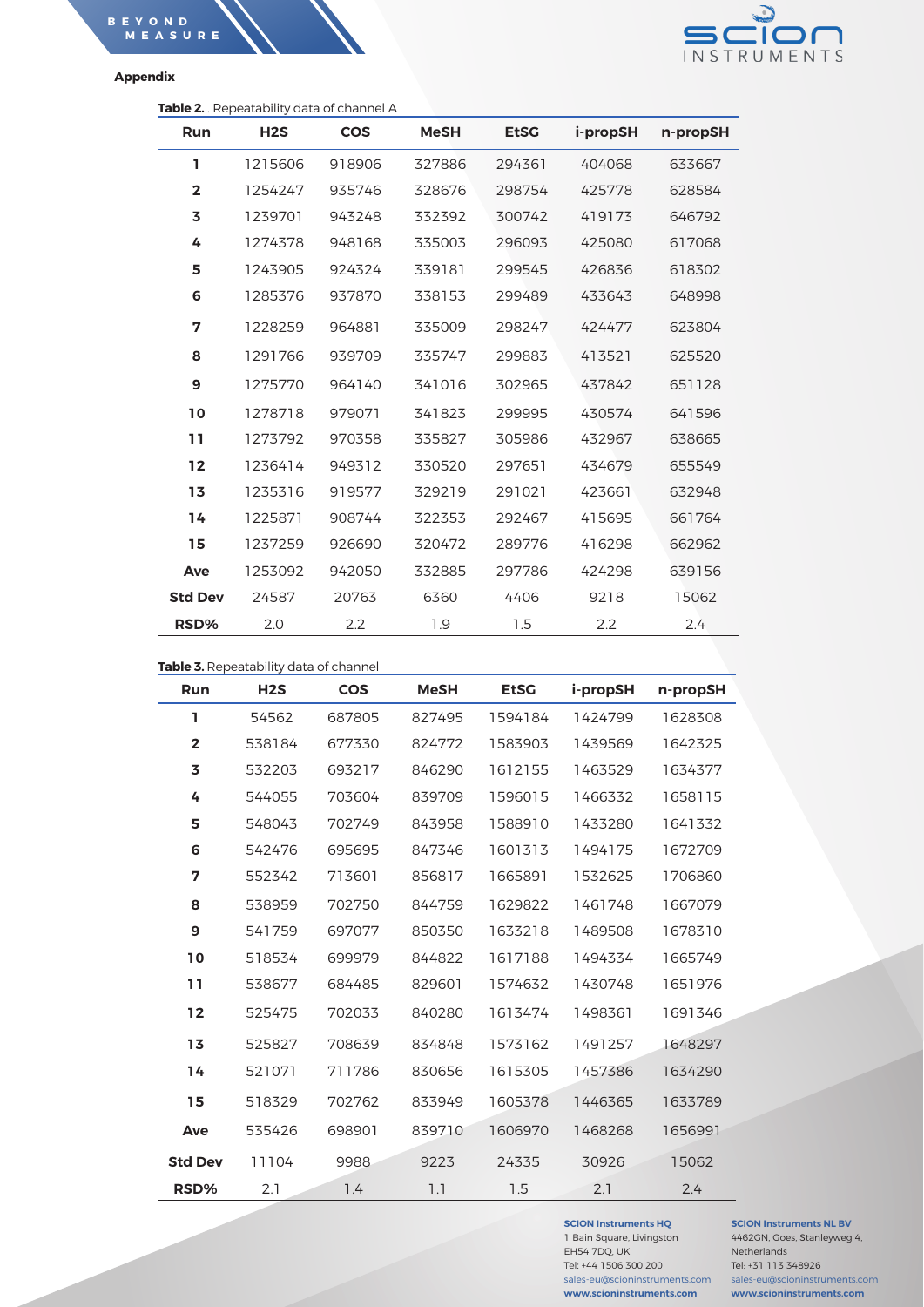**Appendix**

**Table 2.** . Repeatability data of channel A

| Run | H2S | COS | MeSH | EtSG | i-propSH | n-propSH |
|---|---|---|---|---|---|---|
| **1** | 1215606 | 918906 | 327886 | 294361 | 404068 | 633667 |
| **2** | 1254247 | 935746 | 328676 | 298754 | 425778 | 628584 |
| **3** | 1239701 | 943248 | 332392 | 300742 | 419173 | 646792 |
| **4** | 1274378 | 948168 | 335003 | 296093 | 425080 | 617068 |
| **5** | 1243905 | 924324 | 339181 | 299545 | 426836 | 618302 |
| **6** | 1285376 | 937870 | 338153 | 299489 | 433643 | 648998 |
| **7** | 1228259 | 964881 | 335009 | 298247 | 424477 | 623804 |
| **8** | 1291766 | 939709 | 335747 | 299883 | 413521 | 625520 |
| **9** | 1275770 | 964140 | 341016 | 302965 | 437842 | 651128 |
| **10** | 1278718 | 979071 | 341823 | 299995 | 430574 | 641596 |
| **11** | 1273792 | 970358 | 335827 | 305986 | 432967 | 638665 |
| **12** | 1236414 | 949312 | 330520 | 297651 | 434679 | 655549 |
| **13** | 1235316 | 919577 | 329219 | 291021 | 423661 | 632948 |
| **14** | 1225871 | 908744 | 322353 | 292467 | 415695 | 661764 |
| **15** | 1237259 | 926690 | 320472 | 289776 | 416298 | 662962 |
| **Ave** | 1253092 | 942050 | 332885 | 297786 | 424298 | 639156 |
| **Std Dev** | 24587 | 20763 | 6360 | 4406 | 9218 | 15062 |
| **RSD%** | 2.0 | 2.2 | 1.9 | 1.5 | 2.2 | 2.4 |

**Table 3.** Repeatability data of channel

| Run | H2S | COS | MeSH | EtSG | i-propSH | n-propSH |
|---|---|---|---|---|---|---|
| **1** | 54562 | 687805 | 827495 | 1594184 | 1424799 | 1628308 |
| **2** | 538184 | 677330 | 824772 | 1583903 | 1439569 | 1642325 |
| **3** | 532203 | 693217 | 846290 | 1612155 | 1463529 | 1634377 |
| **4** | 544055 | 703604 | 839709 | 1596015 | 1466332 | 1658115 |
| **5** | 548043 | 702749 | 843958 | 1588910 | 1433280 | 1641332 |
| **6** | 542476 | 695695 | 847346 | 1601313 | 1494175 | 1672709 |
| **7** | 552342 | 713601 | 856817 | 1665891 | 1532625 | 1706860 |
| **8** | 538959 | 702750 | 844759 | 1629822 | 1461748 | 1667079 |
| **9** | 541759 | 697077 | 850350 | 1633218 | 1489508 | 1678310 |
| **10** | 518534 | 699979 | 844822 | 1617188 | 1494334 | 1665749 |
| **11** | 538677 | 684485 | 829601 | 1574632 | 1430748 | 1651976 |
| **12** | 525475 | 702033 | 840280 | 1613474 | 1498361 | 1691346 |
| **13** | 525827 | 708639 | 834848 | 1573162 | 1491257 | 1648297 |
| **14** | 521071 | 711786 | 830656 | 1615305 | 1457386 | 1634290 |
| **15** | 518329 | 702762 | 833949 | 1605378 | 1446365 | 1633789 |
| **Ave** | 535426 | 698901 | 839710 | 1606970 | 1468268 | 1656991 |
| **Std Dev** | 11104 | 9988 | 9223 | 24335 | 30926 | 15062 |
| **RSD%** | 2.1 | 1.4 | 1.1 | 1.5 | 2.1 | 2.4 |

**SCION Instruments HQ**
1 Bain Square, Livingston
EH54 7DQ, UK
Tel: +44 1506 300 200
sales-eu@scioninstruments.com
**www.scioninstruments.com**

**SCION Instruments NL BV**
4462GN, Goes, Stanleyweg 4,
Netherlands
Tel: +31 113 348926
sales-eu@scioninstruments.com
**www.scioninstruments.com**